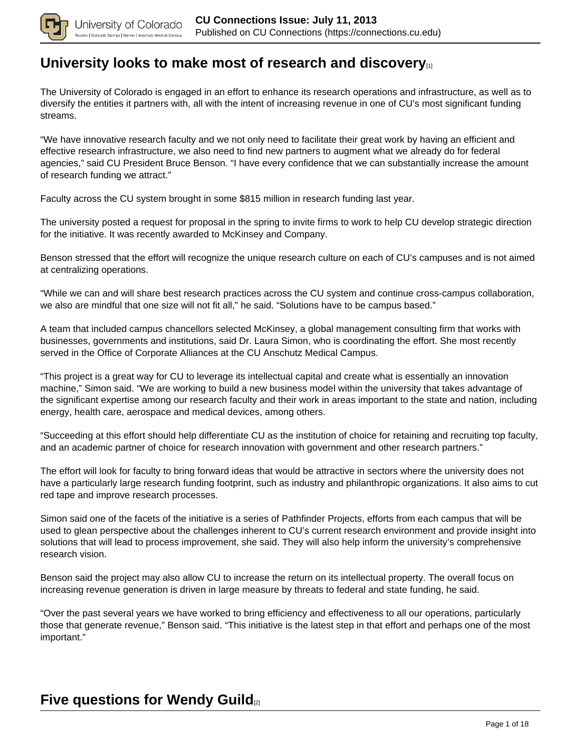## University looks to make most of research and discovery[1]

The University of Colorado is engaged in an effort to enhance its research operations and infrastructure, as well as to diversify the entities it partners with, all with the intent of increasing revenue in one of CU's most significant funding streams.

"We have innovative research faculty and we not only need to facilitate their great work by having an efficient and effective research infrastructure, we also need to find new partners to augment what we already do for federal agencies," said CU President Bruce Benson. "I have every confidence that we can substantially increase the amount of research funding we attract."

Faculty across the CU system brought in some $815 million in research funding last year.

The university posted a request for proposal in the spring to invite firms to work to help CU develop strategic direction for the initiative. It was recently awarded to McKinsey and Company.

Benson stressed that the effort will recognize the unique research culture on each of CU's campuses and is not aimed at centralizing operations.

"While we can and will share best research practices across the CU system and continue cross-campus collaboration, we also are mindful that one size will not fit all," he said. "Solutions have to be campus based."

A team that included campus chancellors selected McKinsey, a global management consulting firm that works with businesses, governments and institutions, said Dr. Laura Simon, who is coordinating the effort. She most recently served in the Office of Corporate Alliances at the CU Anschutz Medical Campus.

"This project is a great way for CU to leverage its intellectual capital and create what is essentially an innovation machine," Simon said. "We are working to build a new business model within the university that takes advantage of the significant expertise among our research faculty and their work in areas important to the state and nation, including energy, health care, aerospace and medical devices, among others.

"Succeeding at this effort should help differentiate CU as the institution of choice for retaining and recruiting top faculty, and an academic partner of choice for research innovation with government and other research partners."

The effort will look for faculty to bring forward ideas that would be attractive in sectors where the university does not have a particularly large research funding footprint, such as industry and philanthropic organizations. It also aims to cut red tape and improve research processes.

Simon said one of the facets of the initiative is a series of Pathfinder Projects, efforts from each campus that will be used to glean perspective about the challenges inherent to CU's current research environment and provide insight into solutions that will lead to process improvement, she said. They will also help inform the university's comprehensive research vision.

Benson said the project may also allow CU to increase the return on its intellectual property. The overall focus on increasing revenue generation is driven in large measure by threats to federal and state funding, he said.

"Over the past several years we have worked to bring efficiency and effectiveness to all our operations, particularly those that generate revenue," Benson said. "This initiative is the latest step in that effort and perhaps one of the most important."

## Five questions for Wendy Guild[2]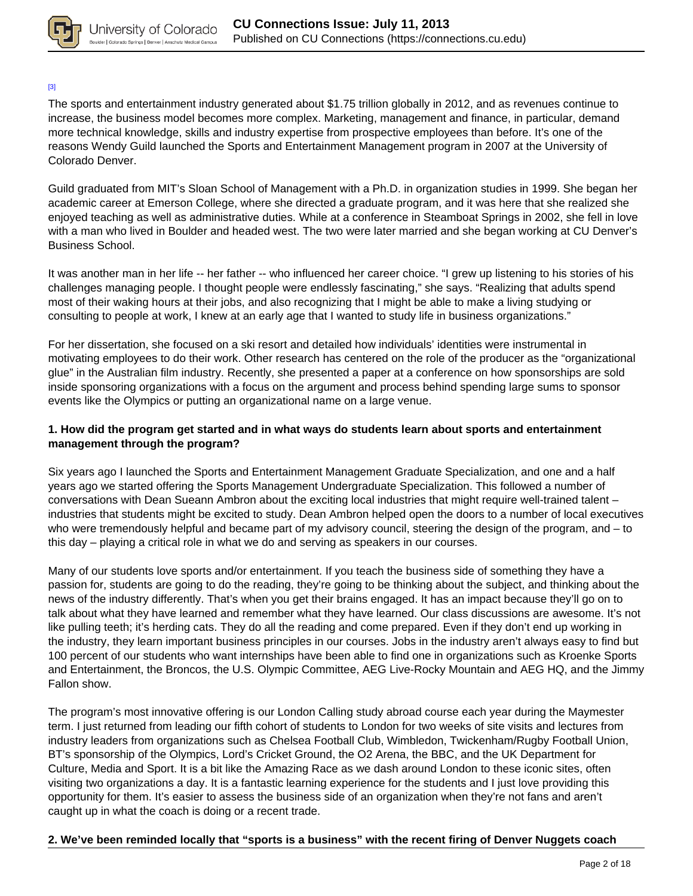[3]

The sports and entertainment industry generated about $1.75 trillion globally in 2012, and as revenues continue to increase, the business model becomes more complex. Marketing, management and finance, in particular, demand more technical knowledge, skills and industry expertise from prospective employees than before. It's one of the reasons Wendy Guild launched the Sports and Entertainment Management program in 2007 at the University of Colorado Denver.

Guild graduated from MIT's Sloan School of Management with a Ph.D. in organization studies in 1999. She began her academic career at Emerson College, where she directed a graduate program, and it was here that she realized she enjoyed teaching as well as administrative duties. While at a conference in Steamboat Springs in 2002, she fell in love with a man who lived in Boulder and headed west. The two were later married and she began working at CU Denver's Business School.

It was another man in her life -- her father -- who influenced her career choice. "I grew up listening to his stories of his challenges managing people. I thought people were endlessly fascinating," she says. "Realizing that adults spend most of their waking hours at their jobs, and also recognizing that I might be able to make a living studying or consulting to people at work, I knew at an early age that I wanted to study life in business organizations."

For her dissertation, she focused on a ski resort and detailed how individuals' identities were instrumental in motivating employees to do their work. Other research has centered on the role of the producer as the "organizational glue" in the Australian film industry. Recently, she presented a paper at a conference on how sponsorships are sold inside sponsoring organizations with a focus on the argument and process behind spending large sums to sponsor events like the Olympics or putting an organizational name on a large venue.

**1. How did the program get started and in what ways do students learn about sports and entertainment management through the program?**

Six years ago I launched the Sports and Entertainment Management Graduate Specialization, and one and a half years ago we started offering the Sports Management Undergraduate Specialization. This followed a number of conversations with Dean Sueann Ambron about the exciting local industries that might require well-trained talent – industries that students might be excited to study. Dean Ambron helped open the doors to a number of local executives who were tremendously helpful and became part of my advisory council, steering the design of the program, and – to this day – playing a critical role in what we do and serving as speakers in our courses.

Many of our students love sports and/or entertainment. If you teach the business side of something they have a passion for, students are going to do the reading, they're going to be thinking about the subject, and thinking about the news of the industry differently. That's when you get their brains engaged. It has an impact because they'll go on to talk about what they have learned and remember what they have learned. Our class discussions are awesome. It's not like pulling teeth; it's herding cats. They do all the reading and come prepared. Even if they don't end up working in the industry, they learn important business principles in our courses. Jobs in the industry aren't always easy to find but 100 percent of our students who want internships have been able to find one in organizations such as Kroenke Sports and Entertainment, the Broncos, the U.S. Olympic Committee, AEG Live-Rocky Mountain and AEG HQ, and the Jimmy Fallon show.

The program's most innovative offering is our London Calling study abroad course each year during the Maymester term. I just returned from leading our fifth cohort of students to London for two weeks of site visits and lectures from industry leaders from organizations such as Chelsea Football Club, Wimbledon, Twickenham/Rugby Football Union, BT's sponsorship of the Olympics, Lord's Cricket Ground, the O2 Arena, the BBC, and the UK Department for Culture, Media and Sport. It is a bit like the Amazing Race as we dash around London to these iconic sites, often visiting two organizations a day. It is a fantastic learning experience for the students and I just love providing this opportunity for them. It's easier to assess the business side of an organization when they're not fans and aren't caught up in what the coach is doing or a recent trade.

**2. We've been reminded locally that "sports is a business" with the recent firing of Denver Nuggets coach**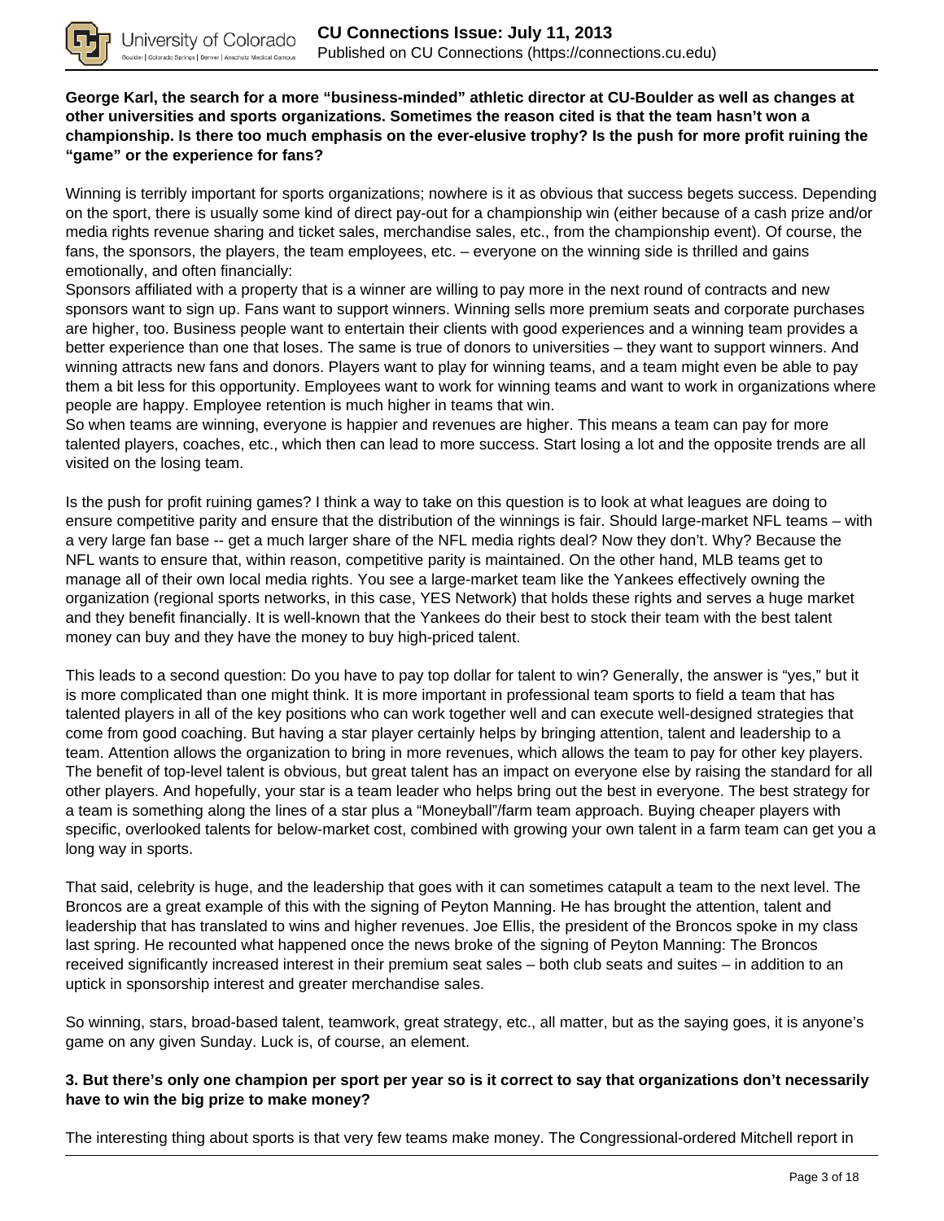**George Karl, the search for a more "business-minded" athletic director at CU-Boulder as well as changes at other universities and sports organizations. Sometimes the reason cited is that the team hasn't won a championship. Is there too much emphasis on the ever-elusive trophy? Is the push for more profit ruining the "game" or the experience for fans?**

Winning is terribly important for sports organizations; nowhere is it as obvious that success begets success. Depending on the sport, there is usually some kind of direct pay-out for a championship win (either because of a cash prize and/or media rights revenue sharing and ticket sales, merchandise sales, etc., from the championship event). Of course, the fans, the sponsors, the players, the team employees, etc. – everyone on the winning side is thrilled and gains emotionally, and often financially:

Sponsors affiliated with a property that is a winner are willing to pay more in the next round of contracts and new sponsors want to sign up. Fans want to support winners. Winning sells more premium seats and corporate purchases are higher, too. Business people want to entertain their clients with good experiences and a winning team provides a better experience than one that loses. The same is true of donors to universities – they want to support winners. And winning attracts new fans and donors. Players want to play for winning teams, and a team might even be able to pay them a bit less for this opportunity. Employees want to work for winning teams and want to work in organizations where people are happy. Employee retention is much higher in teams that win.

So when teams are winning, everyone is happier and revenues are higher. This means a team can pay for more talented players, coaches, etc., which then can lead to more success. Start losing a lot and the opposite trends are all visited on the losing team.

Is the push for profit ruining games? I think a way to take on this question is to look at what leagues are doing to ensure competitive parity and ensure that the distribution of the winnings is fair. Should large-market NFL teams – with a very large fan base -- get a much larger share of the NFL media rights deal? Now they don't. Why? Because the NFL wants to ensure that, within reason, competitive parity is maintained. On the other hand, MLB teams get to manage all of their own local media rights. You see a large-market team like the Yankees effectively owning the organization (regional sports networks, in this case, YES Network) that holds these rights and serves a huge market and they benefit financially. It is well-known that the Yankees do their best to stock their team with the best talent money can buy and they have the money to buy high-priced talent.

This leads to a second question: Do you have to pay top dollar for talent to win? Generally, the answer is "yes," but it is more complicated than one might think. It is more important in professional team sports to field a team that has talented players in all of the key positions who can work together well and can execute well-designed strategies that come from good coaching. But having a star player certainly helps by bringing attention, talent and leadership to a team. Attention allows the organization to bring in more revenues, which allows the team to pay for other key players. The benefit of top-level talent is obvious, but great talent has an impact on everyone else by raising the standard for all other players. And hopefully, your star is a team leader who helps bring out the best in everyone. The best strategy for a team is something along the lines of a star plus a "Moneyball"/farm team approach. Buying cheaper players with specific, overlooked talents for below-market cost, combined with growing your own talent in a farm team can get you a long way in sports.

That said, celebrity is huge, and the leadership that goes with it can sometimes catapult a team to the next level. The Broncos are a great example of this with the signing of Peyton Manning. He has brought the attention, talent and leadership that has translated to wins and higher revenues. Joe Ellis, the president of the Broncos spoke in my class last spring. He recounted what happened once the news broke of the signing of Peyton Manning: The Broncos received significantly increased interest in their premium seat sales – both club seats and suites – in addition to an uptick in sponsorship interest and greater merchandise sales.

So winning, stars, broad-based talent, teamwork, great strategy, etc., all matter, but as the saying goes, it is anyone's game on any given Sunday. Luck is, of course, an element.

**3. But there's only one champion per sport per year so is it correct to say that organizations don't necessarily have to win the big prize to make money?**

The interesting thing about sports is that very few teams make money. The Congressional-ordered Mitchell report in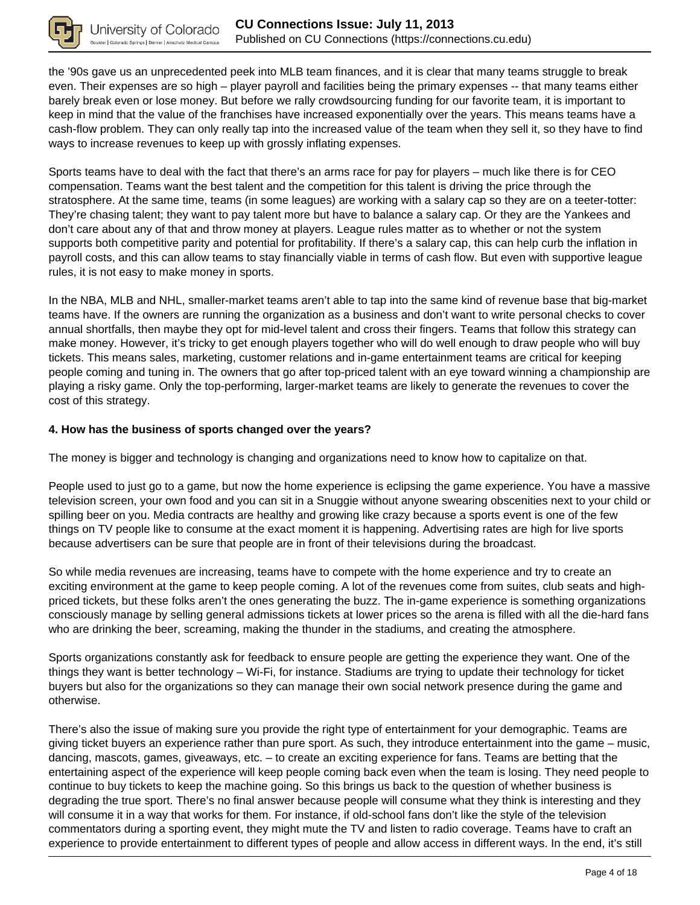the ’90s gave us an unprecedented peek into MLB team finances, and it is clear that many teams struggle to break even. Their expenses are so high – player payroll and facilities being the primary expenses -- that many teams either barely break even or lose money. But before we rally crowdsourcing funding for our favorite team, it is important to keep in mind that the value of the franchises have increased exponentially over the years. This means teams have a cash-flow problem. They can only really tap into the increased value of the team when they sell it, so they have to find ways to increase revenues to keep up with grossly inflating expenses.

Sports teams have to deal with the fact that there’s an arms race for pay for players – much like there is for CEO compensation. Teams want the best talent and the competition for this talent is driving the price through the stratosphere. At the same time, teams (in some leagues) are working with a salary cap so they are on a teeter-totter: They’re chasing talent; they want to pay talent more but have to balance a salary cap. Or they are the Yankees and don’t care about any of that and throw money at players. League rules matter as to whether or not the system supports both competitive parity and potential for profitability. If there’s a salary cap, this can help curb the inflation in payroll costs, and this can allow teams to stay financially viable in terms of cash flow. But even with supportive league rules, it is not easy to make money in sports.

In the NBA, MLB and NHL, smaller-market teams aren’t able to tap into the same kind of revenue base that big-market teams have. If the owners are running the organization as a business and don’t want to write personal checks to cover annual shortfalls, then maybe they opt for mid-level talent and cross their fingers. Teams that follow this strategy can make money. However, it’s tricky to get enough players together who will do well enough to draw people who will buy tickets. This means sales, marketing, customer relations and in-game entertainment teams are critical for keeping people coming and tuning in. The owners that go after top-priced talent with an eye toward winning a championship are playing a risky game. Only the top-performing, larger-market teams are likely to generate the revenues to cover the cost of this strategy.

**4. How has the business of sports changed over the years?**

The money is bigger and technology is changing and organizations need to know how to capitalize on that.

People used to just go to a game, but now the home experience is eclipsing the game experience. You have a massive television screen, your own food and you can sit in a Snuggie without anyone swearing obscenities next to your child or spilling beer on you. Media contracts are healthy and growing like crazy because a sports event is one of the few things on TV people like to consume at the exact moment it is happening. Advertising rates are high for live sports because advertisers can be sure that people are in front of their televisions during the broadcast.

So while media revenues are increasing, teams have to compete with the home experience and try to create an exciting environment at the game to keep people coming. A lot of the revenues come from suites, club seats and high-priced tickets, but these folks aren’t the ones generating the buzz. The in-game experience is something organizations consciously manage by selling general admissions tickets at lower prices so the arena is filled with all the die-hard fans who are drinking the beer, screaming, making the thunder in the stadiums, and creating the atmosphere.

Sports organizations constantly ask for feedback to ensure people are getting the experience they want. One of the things they want is better technology – Wi-Fi, for instance. Stadiums are trying to update their technology for ticket buyers but also for the organizations so they can manage their own social network presence during the game and otherwise.

There’s also the issue of making sure you provide the right type of entertainment for your demographic. Teams are giving ticket buyers an experience rather than pure sport. As such, they introduce entertainment into the game – music, dancing, mascots, games, giveaways, etc. – to create an exciting experience for fans. Teams are betting that the entertaining aspect of the experience will keep people coming back even when the team is losing. They need people to continue to buy tickets to keep the machine going. So this brings us back to the question of whether business is degrading the true sport. There’s no final answer because people will consume what they think is interesting and they will consume it in a way that works for them. For instance, if old-school fans don’t like the style of the television commentators during a sporting event, they might mute the TV and listen to radio coverage. Teams have to craft an experience to provide entertainment to different types of people and allow access in different ways. In the end, it’s still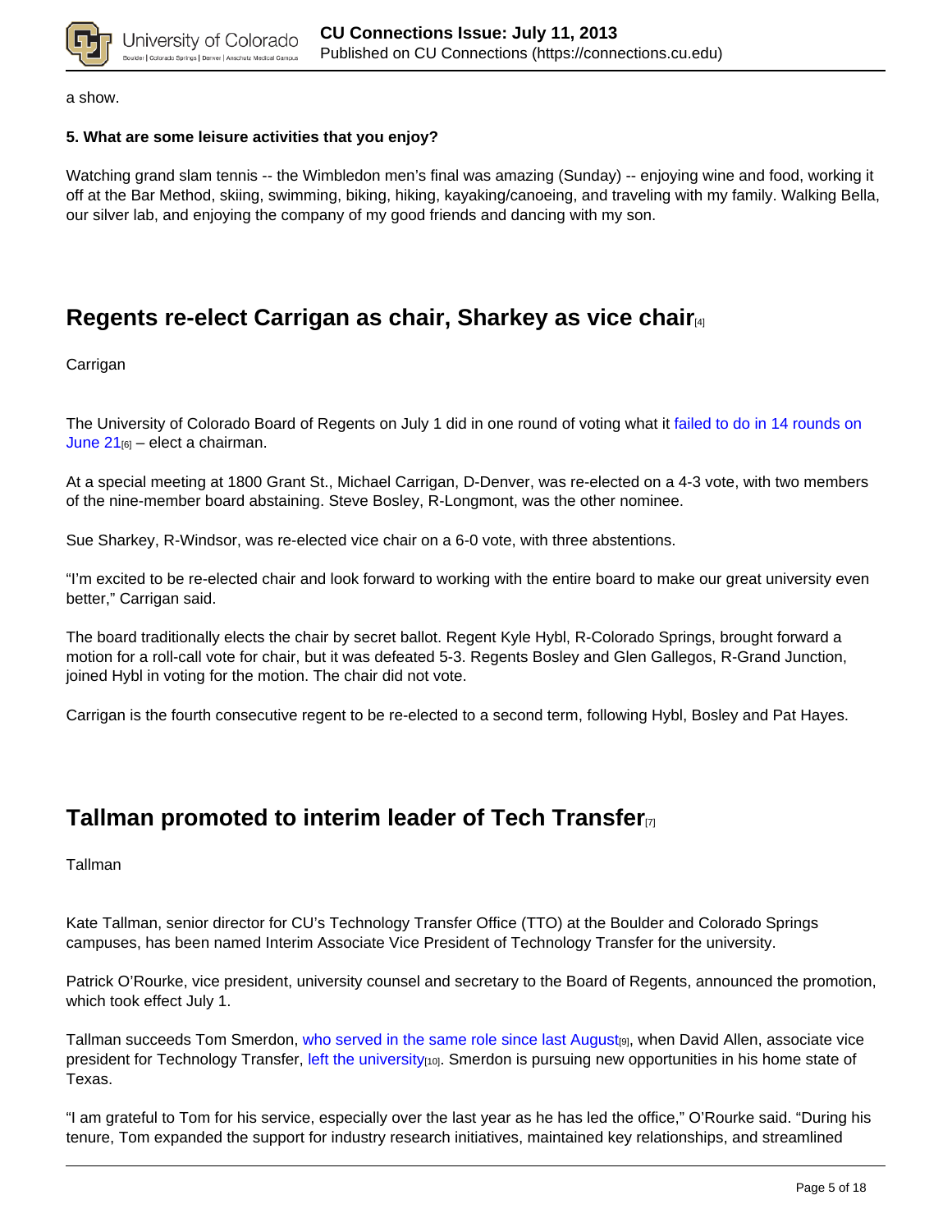a show.

**5. What are some leisure activities that you enjoy?**

Watching grand slam tennis -- the Wimbledon men's final was amazing (Sunday) -- enjoying wine and food, working it off at the Bar Method, skiing, swimming, biking, hiking, kayaking/canoeing, and traveling with my family. Walking Bella, our silver lab, and enjoying the company of my good friends and dancing with my son.

## Regents re-elect Carrigan as chair, Sharkey as vice chair[4]

Carrigan

The University of Colorado Board of Regents on July 1 did in one round of voting what it failed to do in 14 rounds on June 21[6] – elect a chairman.

At a special meeting at 1800 Grant St., Michael Carrigan, D-Denver, was re-elected on a 4-3 vote, with two members of the nine-member board abstaining. Steve Bosley, R-Longmont, was the other nominee.

Sue Sharkey, R-Windsor, was re-elected vice chair on a 6-0 vote, with three abstentions.

"I'm excited to be re-elected chair and look forward to working with the entire board to make our great university even better," Carrigan said.

The board traditionally elects the chair by secret ballot. Regent Kyle Hybl, R-Colorado Springs, brought forward a motion for a roll-call vote for chair, but it was defeated 5-3. Regents Bosley and Glen Gallegos, R-Grand Junction, joined Hybl in voting for the motion. The chair did not vote.

Carrigan is the fourth consecutive regent to be re-elected to a second term, following Hybl, Bosley and Pat Hayes.

## Tallman promoted to interim leader of Tech Transfer[7]

Tallman

Kate Tallman, senior director for CU's Technology Transfer Office (TTO) at the Boulder and Colorado Springs campuses, has been named Interim Associate Vice President of Technology Transfer for the university.

Patrick O'Rourke, vice president, university counsel and secretary to the Board of Regents, announced the promotion, which took effect July 1.

Tallman succeeds Tom Smerdon, who served in the same role since last August[9], when David Allen, associate vice president for Technology Transfer, left the university[10]. Smerdon is pursuing new opportunities in his home state of Texas.

"I am grateful to Tom for his service, especially over the last year as he has led the office," O'Rourke said. "During his tenure, Tom expanded the support for industry research initiatives, maintained key relationships, and streamlined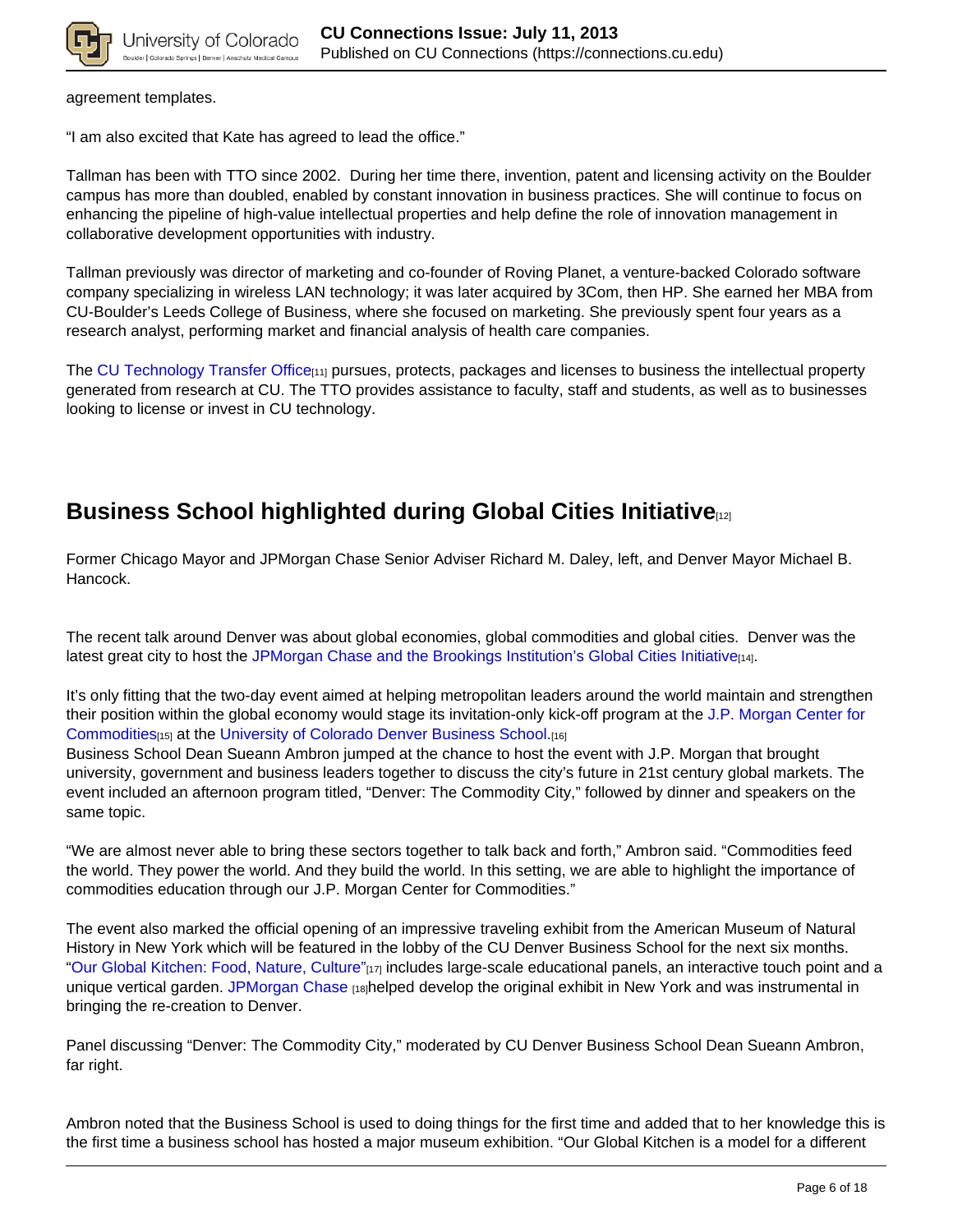agreement templates.

"I am also excited that Kate has agreed to lead the office."

Tallman has been with TTO since 2002. During her time there, invention, patent and licensing activity on the Boulder campus has more than doubled, enabled by constant innovation in business practices. She will continue to focus on enhancing the pipeline of high-value intellectual properties and help define the role of innovation management in collaborative development opportunities with industry.

Tallman previously was director of marketing and co-founder of Roving Planet, a venture-backed Colorado software company specializing in wireless LAN technology; it was later acquired by 3Com, then HP. She earned her MBA from CU-Boulder's Leeds College of Business, where she focused on marketing. She previously spent four years as a research analyst, performing market and financial analysis of health care companies.

The CU Technology Transfer Office[11] pursues, protects, packages and licenses to business the intellectual property generated from research at CU. The TTO provides assistance to faculty, staff and students, as well as to businesses looking to license or invest in CU technology.

## Business School highlighted during Global Cities Initiative[12]

Former Chicago Mayor and JPMorgan Chase Senior Adviser Richard M. Daley, left, and Denver Mayor Michael B. Hancock.

The recent talk around Denver was about global economies, global commodities and global cities. Denver was the latest great city to host the JPMorgan Chase and the Brookings Institution's Global Cities Initiative[14].

It's only fitting that the two-day event aimed at helping metropolitan leaders around the world maintain and strengthen their position within the global economy would stage its invitation-only kick-off program at the J.P. Morgan Center for Commodities[15] at the University of Colorado Denver Business School.[16]

Business School Dean Sueann Ambron jumped at the chance to host the event with J.P. Morgan that brought university, government and business leaders together to discuss the city's future in 21st century global markets. The event included an afternoon program titled, "Denver: The Commodity City," followed by dinner and speakers on the same topic.

"We are almost never able to bring these sectors together to talk back and forth," Ambron said. "Commodities feed the world. They power the world. And they build the world. In this setting, we are able to highlight the importance of commodities education through our J.P. Morgan Center for Commodities."

The event also marked the official opening of an impressive traveling exhibit from the American Museum of Natural History in New York which will be featured in the lobby of the CU Denver Business School for the next six months. "Our Global Kitchen: Food, Nature, Culture"[17] includes large-scale educational panels, an interactive touch point and a unique vertical garden. JPMorgan Chase [18]helped develop the original exhibit in New York and was instrumental in bringing the re-creation to Denver.

Panel discussing "Denver: The Commodity City," moderated by CU Denver Business School Dean Sueann Ambron, far right.

Ambron noted that the Business School is used to doing things for the first time and added that to her knowledge this is the first time a business school has hosted a major museum exhibition. "Our Global Kitchen is a model for a different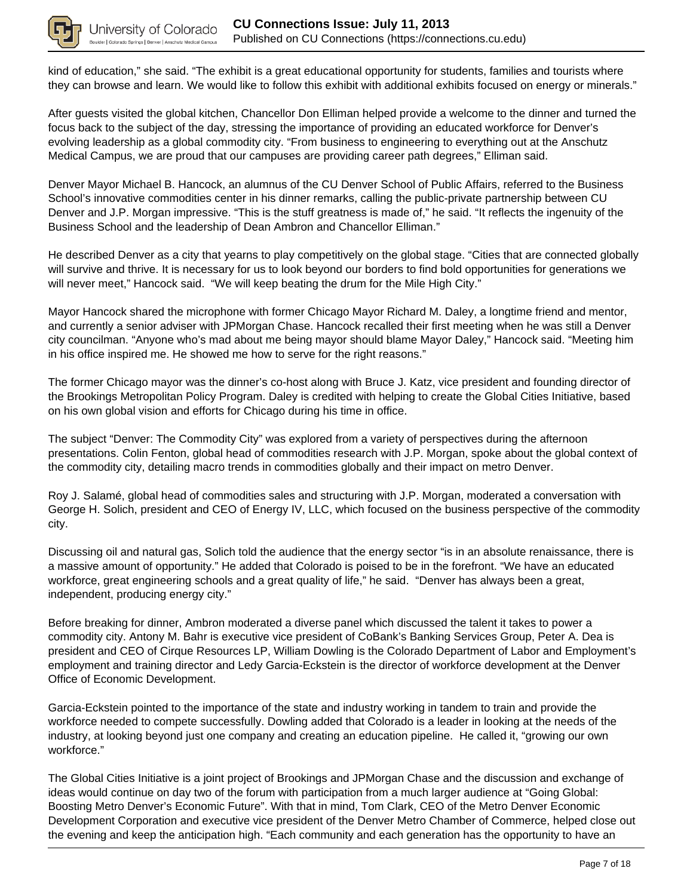kind of education," she said. "The exhibit is a great educational opportunity for students, families and tourists where they can browse and learn. We would like to follow this exhibit with additional exhibits focused on energy or minerals."

After guests visited the global kitchen, Chancellor Don Elliman helped provide a welcome to the dinner and turned the focus back to the subject of the day, stressing the importance of providing an educated workforce for Denver's evolving leadership as a global commodity city. "From business to engineering to everything out at the Anschutz Medical Campus, we are proud that our campuses are providing career path degrees," Elliman said.

Denver Mayor Michael B. Hancock, an alumnus of the CU Denver School of Public Affairs, referred to the Business School's innovative commodities center in his dinner remarks, calling the public-private partnership between CU Denver and J.P. Morgan impressive. "This is the stuff greatness is made of," he said. "It reflects the ingenuity of the Business School and the leadership of Dean Ambron and Chancellor Elliman."

He described Denver as a city that yearns to play competitively on the global stage. "Cities that are connected globally will survive and thrive. It is necessary for us to look beyond our borders to find bold opportunities for generations we will never meet," Hancock said. "We will keep beating the drum for the Mile High City."

Mayor Hancock shared the microphone with former Chicago Mayor Richard M. Daley, a longtime friend and mentor, and currently a senior adviser with JPMorgan Chase. Hancock recalled their first meeting when he was still a Denver city councilman. "Anyone who's mad about me being mayor should blame Mayor Daley," Hancock said. "Meeting him in his office inspired me. He showed me how to serve for the right reasons."

The former Chicago mayor was the dinner's co-host along with Bruce J. Katz, vice president and founding director of the Brookings Metropolitan Policy Program. Daley is credited with helping to create the Global Cities Initiative, based on his own global vision and efforts for Chicago during his time in office.

The subject "Denver: The Commodity City" was explored from a variety of perspectives during the afternoon presentations. Colin Fenton, global head of commodities research with J.P. Morgan, spoke about the global context of the commodity city, detailing macro trends in commodities globally and their impact on metro Denver.

Roy J. Salamé, global head of commodities sales and structuring with J.P. Morgan, moderated a conversation with George H. Solich, president and CEO of Energy IV, LLC, which focused on the business perspective of the commodity city.

Discussing oil and natural gas, Solich told the audience that the energy sector "is in an absolute renaissance, there is a massive amount of opportunity." He added that Colorado is poised to be in the forefront. "We have an educated workforce, great engineering schools and a great quality of life," he said. "Denver has always been a great, independent, producing energy city."

Before breaking for dinner, Ambron moderated a diverse panel which discussed the talent it takes to power a commodity city. Antony M. Bahr is executive vice president of CoBank's Banking Services Group, Peter A. Dea is president and CEO of Cirque Resources LP, William Dowling is the Colorado Department of Labor and Employment's employment and training director and Ledy Garcia-Eckstein is the director of workforce development at the Denver Office of Economic Development.

Garcia-Eckstein pointed to the importance of the state and industry working in tandem to train and provide the workforce needed to compete successfully. Dowling added that Colorado is a leader in looking at the needs of the industry, at looking beyond just one company and creating an education pipeline. He called it, "growing our own workforce."

The Global Cities Initiative is a joint project of Brookings and JPMorgan Chase and the discussion and exchange of ideas would continue on day two of the forum with participation from a much larger audience at "Going Global: Boosting Metro Denver's Economic Future". With that in mind, Tom Clark, CEO of the Metro Denver Economic Development Corporation and executive vice president of the Denver Metro Chamber of Commerce, helped close out the evening and keep the anticipation high. "Each community and each generation has the opportunity to have an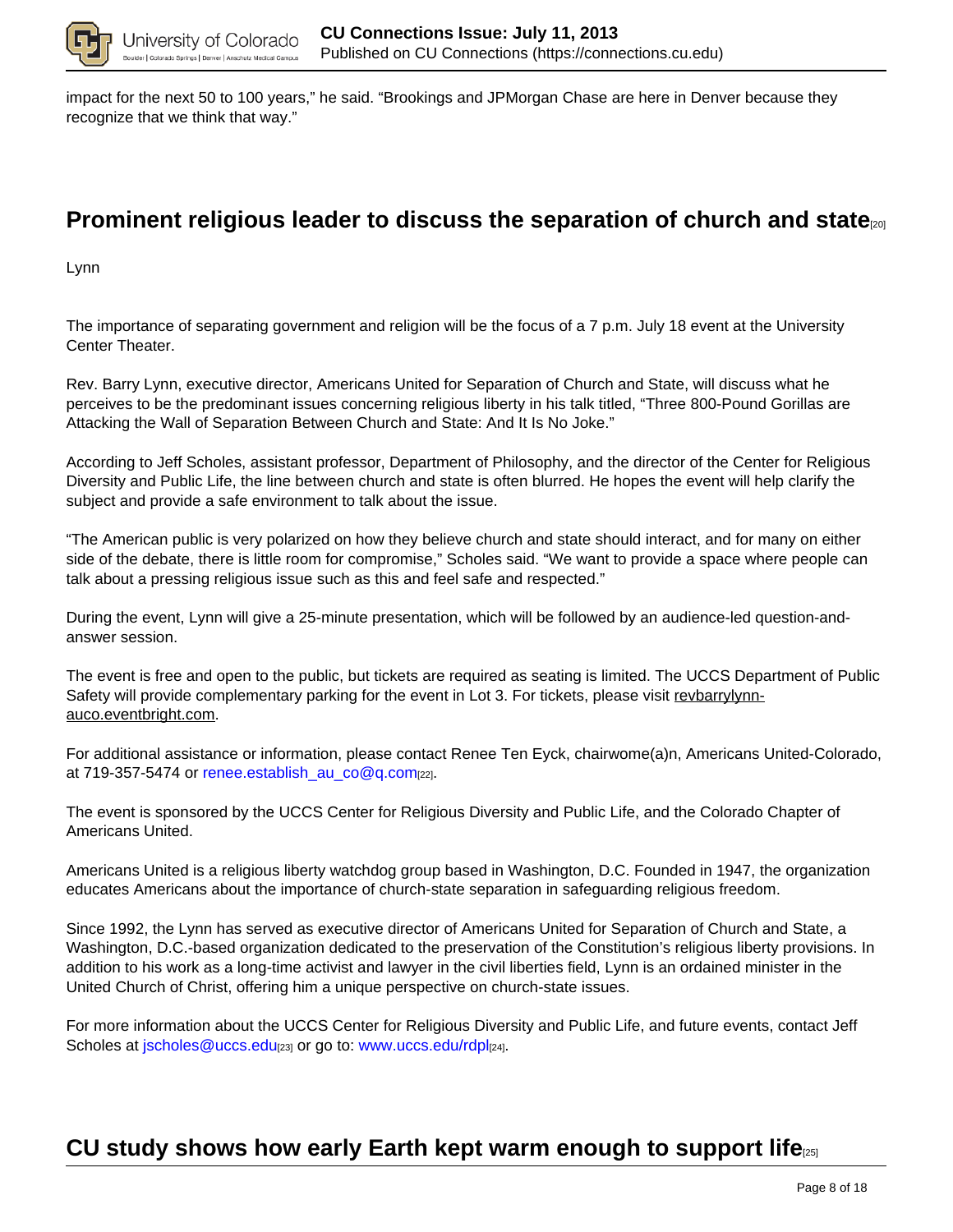impact for the next 50 to 100 years," he said. "Brookings and JPMorgan Chase are here in Denver because they recognize that we think that way."

## Prominent religious leader to discuss the separation of church and state[20]

Lynn

The importance of separating government and religion will be the focus of a 7 p.m. July 18 event at the University Center Theater.

Rev. Barry Lynn, executive director, Americans United for Separation of Church and State, will discuss what he perceives to be the predominant issues concerning religious liberty in his talk titled, "Three 800-Pound Gorillas are Attacking the Wall of Separation Between Church and State: And It Is No Joke."

According to Jeff Scholes, assistant professor, Department of Philosophy, and the director of the Center for Religious Diversity and Public Life, the line between church and state is often blurred. He hopes the event will help clarify the subject and provide a safe environment to talk about the issue.

"The American public is very polarized on how they believe church and state should interact, and for many on either side of the debate, there is little room for compromise," Scholes said. "We want to provide a space where people can talk about a pressing religious issue such as this and feel safe and respected."

During the event, Lynn will give a 25-minute presentation, which will be followed by an audience-led question-and-answer session.

The event is free and open to the public, but tickets are required as seating is limited. The UCCS Department of Public Safety will provide complementary parking for the event in Lot 3. For tickets, please visit revbarrylynn-auco.eventbright.com.

For additional assistance or information, please contact Renee Ten Eyck, chairwome(a)n, Americans United-Colorado, at 719-357-5474 or renee.establish_au_co@q.com[22].

The event is sponsored by the UCCS Center for Religious Diversity and Public Life, and the Colorado Chapter of Americans United.

Americans United is a religious liberty watchdog group based in Washington, D.C. Founded in 1947, the organization educates Americans about the importance of church-state separation in safeguarding religious freedom.

Since 1992, the Lynn has served as executive director of Americans United for Separation of Church and State, a Washington, D.C.-based organization dedicated to the preservation of the Constitution's religious liberty provisions. In addition to his work as a long-time activist and lawyer in the civil liberties field, Lynn is an ordained minister in the United Church of Christ, offering him a unique perspective on church-state issues.

For more information about the UCCS Center for Religious Diversity and Public Life, and future events, contact Jeff Scholes at jscholes@uccs.edu[23] or go to: www.uccs.edu/rdpl[24].

## CU study shows how early Earth kept warm enough to support life[25]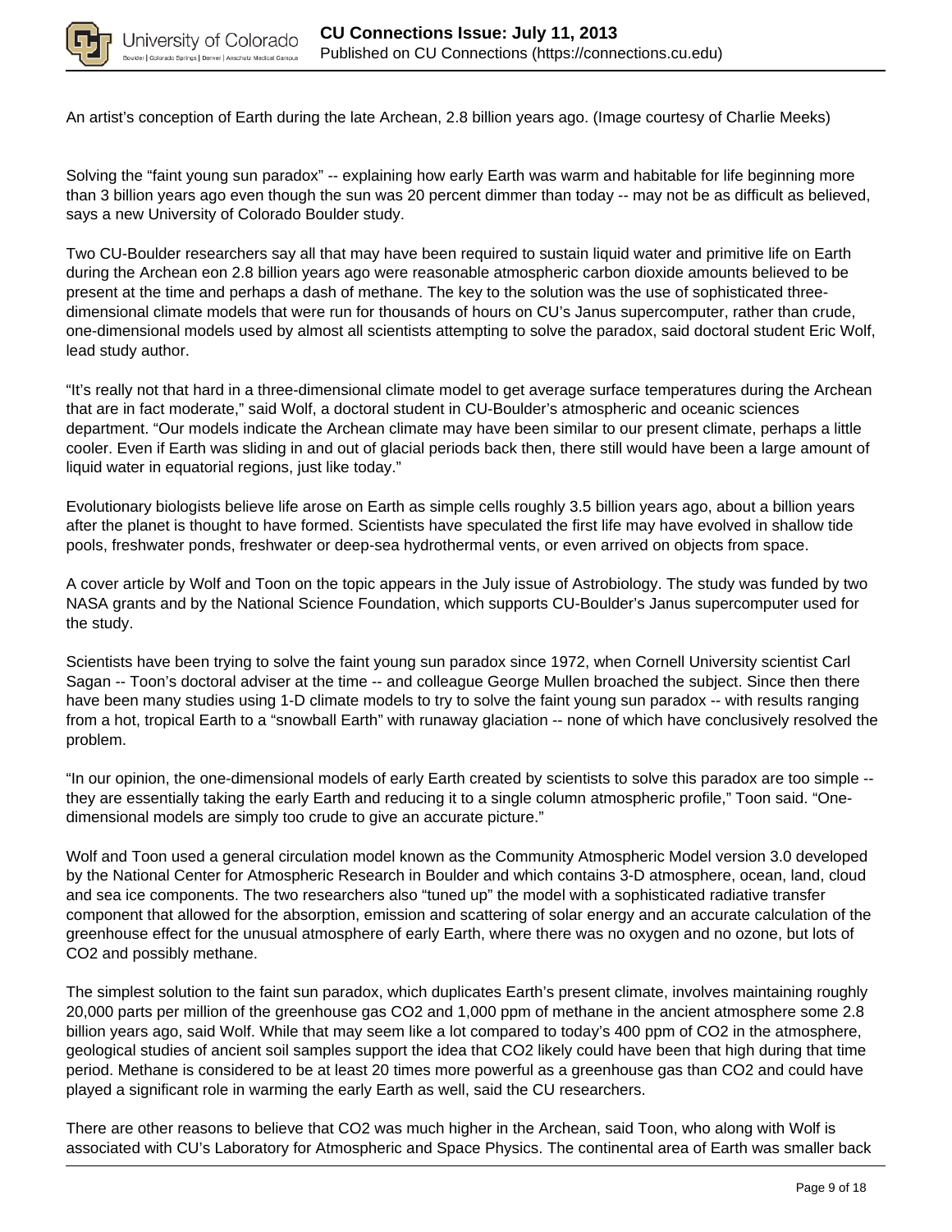An artist's conception of Earth during the late Archean, 2.8 billion years ago. (Image courtesy of Charlie Meeks)

Solving the "faint young sun paradox" -- explaining how early Earth was warm and habitable for life beginning more than 3 billion years ago even though the sun was 20 percent dimmer than today -- may not be as difficult as believed, says a new University of Colorado Boulder study.

Two CU-Boulder researchers say all that may have been required to sustain liquid water and primitive life on Earth during the Archean eon 2.8 billion years ago were reasonable atmospheric carbon dioxide amounts believed to be present at the time and perhaps a dash of methane. The key to the solution was the use of sophisticated three-dimensional climate models that were run for thousands of hours on CU's Janus supercomputer, rather than crude, one-dimensional models used by almost all scientists attempting to solve the paradox, said doctoral student Eric Wolf, lead study author.

"It's really not that hard in a three-dimensional climate model to get average surface temperatures during the Archean that are in fact moderate," said Wolf, a doctoral student in CU-Boulder's atmospheric and oceanic sciences department. "Our models indicate the Archean climate may have been similar to our present climate, perhaps a little cooler. Even if Earth was sliding in and out of glacial periods back then, there still would have been a large amount of liquid water in equatorial regions, just like today."

Evolutionary biologists believe life arose on Earth as simple cells roughly 3.5 billion years ago, about a billion years after the planet is thought to have formed. Scientists have speculated the first life may have evolved in shallow tide pools, freshwater ponds, freshwater or deep-sea hydrothermal vents, or even arrived on objects from space.

A cover article by Wolf and Toon on the topic appears in the July issue of Astrobiology. The study was funded by two NASA grants and by the National Science Foundation, which supports CU-Boulder's Janus supercomputer used for the study.

Scientists have been trying to solve the faint young sun paradox since 1972, when Cornell University scientist Carl Sagan -- Toon's doctoral adviser at the time -- and colleague George Mullen broached the subject. Since then there have been many studies using 1-D climate models to try to solve the faint young sun paradox -- with results ranging from a hot, tropical Earth to a "snowball Earth" with runaway glaciation -- none of which have conclusively resolved the problem.

"In our opinion, the one-dimensional models of early Earth created by scientists to solve this paradox are too simple -- they are essentially taking the early Earth and reducing it to a single column atmospheric profile," Toon said. "One-dimensional models are simply too crude to give an accurate picture."

Wolf and Toon used a general circulation model known as the Community Atmospheric Model version 3.0 developed by the National Center for Atmospheric Research in Boulder and which contains 3-D atmosphere, ocean, land, cloud and sea ice components. The two researchers also "tuned up" the model with a sophisticated radiative transfer component that allowed for the absorption, emission and scattering of solar energy and an accurate calculation of the greenhouse effect for the unusual atmosphere of early Earth, where there was no oxygen and no ozone, but lots of $CO_2$ and possibly methane.

The simplest solution to the faint sun paradox, which duplicates Earth's present climate, involves maintaining roughly 20,000 parts per million of the greenhouse gas $CO_2$ and 1,000 ppm of methane in the ancient atmosphere some 2.8 billion years ago, said Wolf. While that may seem like a lot compared to today's 400 ppm of $CO_2$ in the atmosphere, geological studies of ancient soil samples support the idea that $CO_2$ likely could have been that high during that time period. Methane is considered to be at least 20 times more powerful as a greenhouse gas than $CO_2$ and could have played a significant role in warming the early Earth as well, said the CU researchers.

There are other reasons to believe that $CO_2$ was much higher in the Archean, said Toon, who along with Wolf is associated with CU's Laboratory for Atmospheric and Space Physics. The continental area of Earth was smaller back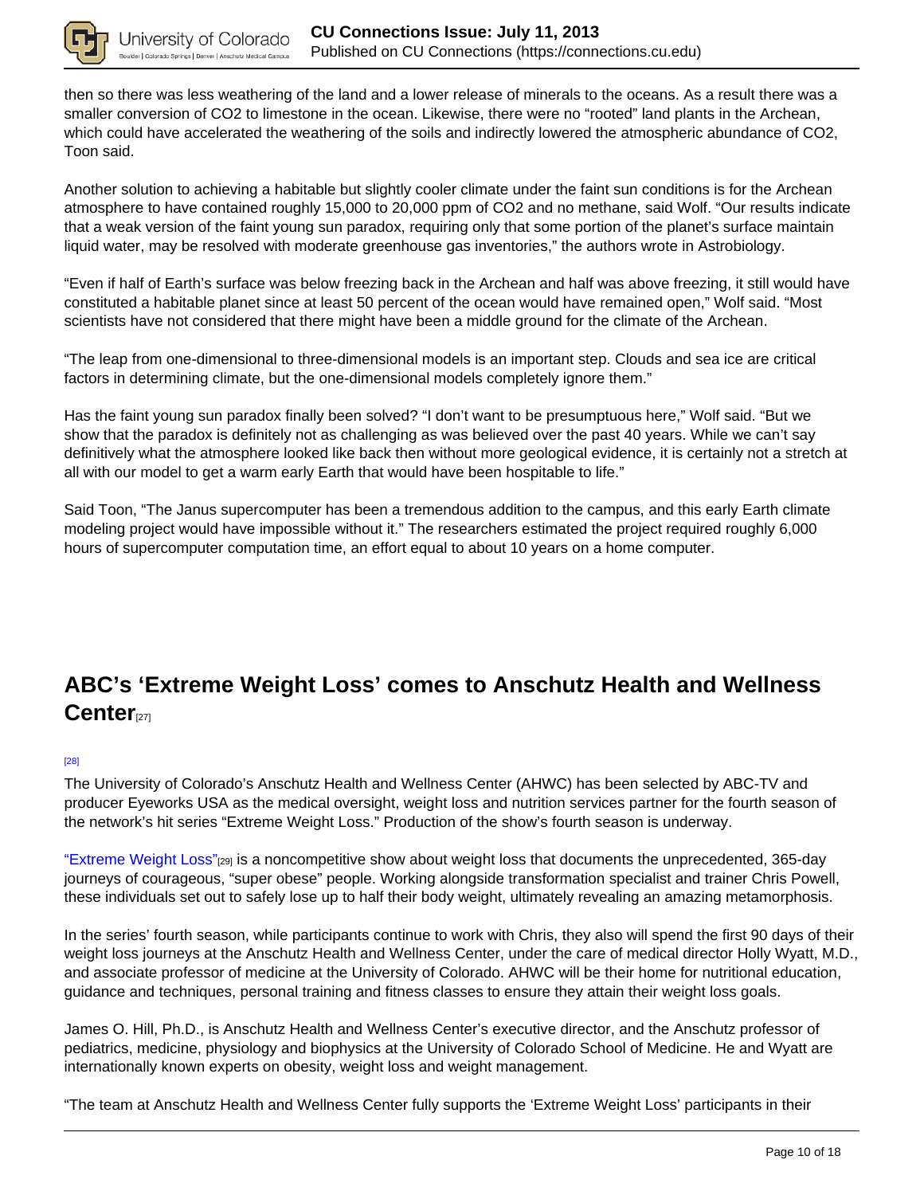then so there was less weathering of the land and a lower release of minerals to the oceans. As a result there was a smaller conversion of $CO_2$ to limestone in the ocean. Likewise, there were no "rooted" land plants in the Archean, which could have accelerated the weathering of the soils and indirectly lowered the atmospheric abundance of $CO_2$, Toon said.

Another solution to achieving a habitable but slightly cooler climate under the faint sun conditions is for the Archean atmosphere to have contained roughly 15,000 to 20,000 ppm of $CO_2$ and no methane, said Wolf. "Our results indicate that a weak version of the faint young sun paradox, requiring only that some portion of the planet's surface maintain liquid water, may be resolved with moderate greenhouse gas inventories," the authors wrote in Astrobiology.

"Even if half of Earth's surface was below freezing back in the Archean and half was above freezing, it still would have constituted a habitable planet since at least 50 percent of the ocean would have remained open," Wolf said. "Most scientists have not considered that there might have been a middle ground for the climate of the Archean.

"The leap from one-dimensional to three-dimensional models is an important step. Clouds and sea ice are critical factors in determining climate, but the one-dimensional models completely ignore them."

Has the faint young sun paradox finally been solved? "I don't want to be presumptuous here," Wolf said. "But we show that the paradox is definitely not as challenging as was believed over the past 40 years. While we can't say definitively what the atmosphere looked like back then without more geological evidence, it is certainly not a stretch at all with our model to get a warm early Earth that would have been hospitable to life."

Said Toon, "The Janus supercomputer has been a tremendous addition to the campus, and this early Earth climate modeling project would have impossible without it." The researchers estimated the project required roughly 6,000 hours of supercomputer computation time, an effort equal to about 10 years on a home computer.

## ABC's 'Extreme Weight Loss' comes to Anschutz Health and Wellness Center[27]

[28]

The University of Colorado's Anschutz Health and Wellness Center (AHWC) has been selected by ABC-TV and producer Eyeworks USA as the medical oversight, weight loss and nutrition services partner for the fourth season of the network's hit series "Extreme Weight Loss." Production of the show's fourth season is underway.

"Extreme Weight Loss"[29] is a noncompetitive show about weight loss that documents the unprecedented, 365-day journeys of courageous, "super obese" people. Working alongside transformation specialist and trainer Chris Powell, these individuals set out to safely lose up to half their body weight, ultimately revealing an amazing metamorphosis.

In the series' fourth season, while participants continue to work with Chris, they also will spend the first 90 days of their weight loss journeys at the Anschutz Health and Wellness Center, under the care of medical director Holly Wyatt, M.D., and associate professor of medicine at the University of Colorado. AHWC will be their home for nutritional education, guidance and techniques, personal training and fitness classes to ensure they attain their weight loss goals.

James O. Hill, Ph.D., is Anschutz Health and Wellness Center's executive director, and the Anschutz professor of pediatrics, medicine, physiology and biophysics at the University of Colorado School of Medicine. He and Wyatt are internationally known experts on obesity, weight loss and weight management.

"The team at Anschutz Health and Wellness Center fully supports the 'Extreme Weight Loss' participants in their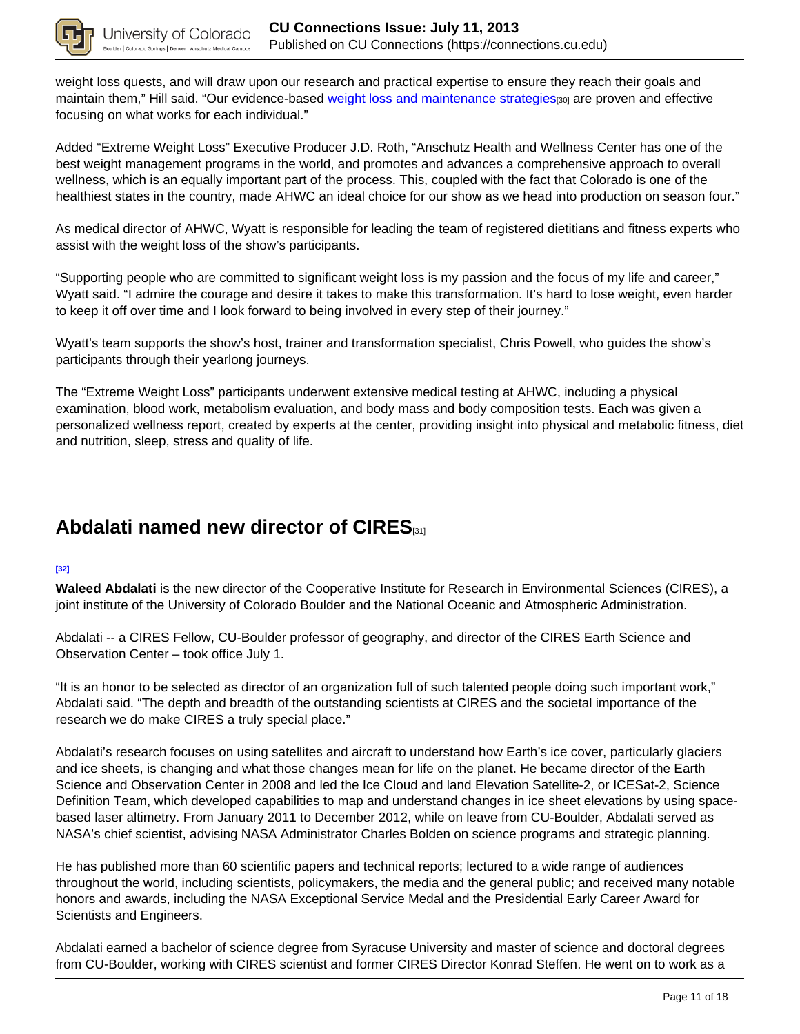weight loss quests, and will draw upon our research and practical expertise to ensure they reach their goals and maintain them," Hill said. "Our evidence-based weight loss and maintenance strategies[30] are proven and effective focusing on what works for each individual."

Added "Extreme Weight Loss" Executive Producer J.D. Roth, "Anschutz Health and Wellness Center has one of the best weight management programs in the world, and promotes and advances a comprehensive approach to overall wellness, which is an equally important part of the process. This, coupled with the fact that Colorado is one of the healthiest states in the country, made AHWC an ideal choice for our show as we head into production on season four."

As medical director of AHWC, Wyatt is responsible for leading the team of registered dietitians and fitness experts who assist with the weight loss of the show's participants.

"Supporting people who are committed to significant weight loss is my passion and the focus of my life and career," Wyatt said. "I admire the courage and desire it takes to make this transformation. It's hard to lose weight, even harder to keep it off over time and I look forward to being involved in every step of their journey."

Wyatt's team supports the show's host, trainer and transformation specialist, Chris Powell, who guides the show's participants through their yearlong journeys.

The "Extreme Weight Loss" participants underwent extensive medical testing at AHWC, including a physical examination, blood work, metabolism evaluation, and body mass and body composition tests. Each was given a personalized wellness report, created by experts at the center, providing insight into physical and metabolic fitness, diet and nutrition, sleep, stress and quality of life.

## Abdalati named new director of CIRES[31]

[32]

**Waleed Abdalati** is the new director of the Cooperative Institute for Research in Environmental Sciences (CIRES), a joint institute of the University of Colorado Boulder and the National Oceanic and Atmospheric Administration.

Abdalati -- a CIRES Fellow, CU-Boulder professor of geography, and director of the CIRES Earth Science and Observation Center – took office July 1.

"It is an honor to be selected as director of an organization full of such talented people doing such important work," Abdalati said. "The depth and breadth of the outstanding scientists at CIRES and the societal importance of the research we do make CIRES a truly special place."

Abdalati's research focuses on using satellites and aircraft to understand how Earth's ice cover, particularly glaciers and ice sheets, is changing and what those changes mean for life on the planet. He became director of the Earth Science and Observation Center in 2008 and led the Ice Cloud and land Elevation Satellite-2, or ICESat-2, Science Definition Team, which developed capabilities to map and understand changes in ice sheet elevations by using space-based laser altimetry. From January 2011 to December 2012, while on leave from CU-Boulder, Abdalati served as NASA's chief scientist, advising NASA Administrator Charles Bolden on science programs and strategic planning.

He has published more than 60 scientific papers and technical reports; lectured to a wide range of audiences throughout the world, including scientists, policymakers, the media and the general public; and received many notable honors and awards, including the NASA Exceptional Service Medal and the Presidential Early Career Award for Scientists and Engineers.

Abdalati earned a bachelor of science degree from Syracuse University and master of science and doctoral degrees from CU-Boulder, working with CIRES scientist and former CIRES Director Konrad Steffen. He went on to work as a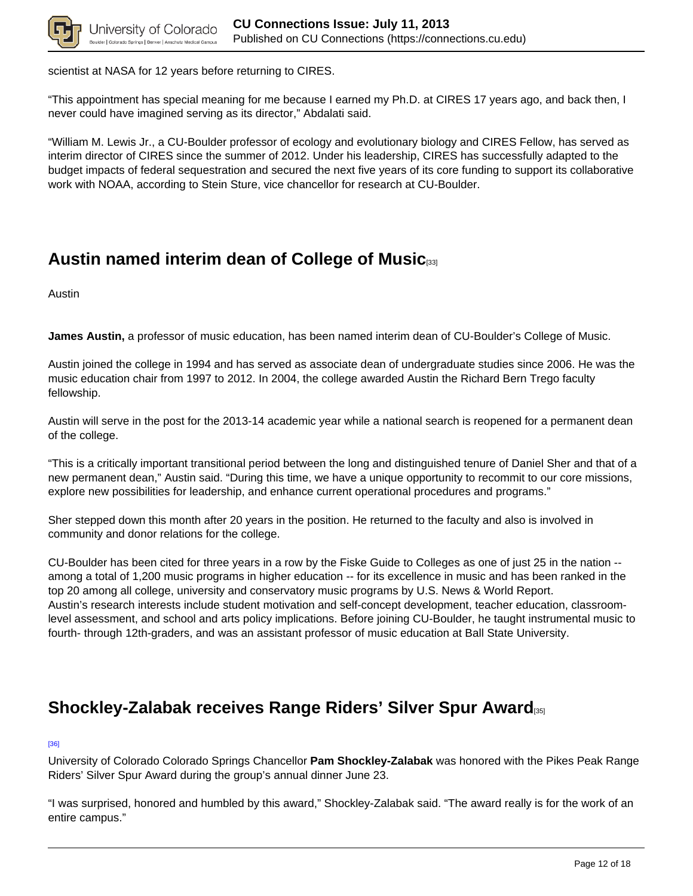scientist at NASA for 12 years before returning to CIRES.

“This appointment has special meaning for me because I earned my Ph.D. at CIRES 17 years ago, and back then, I never could have imagined serving as its director,” Abdalati said.

“William M. Lewis Jr., a CU-Boulder professor of ecology and evolutionary biology and CIRES Fellow, has served as interim director of CIRES since the summer of 2012. Under his leadership, CIRES has successfully adapted to the budget impacts of federal sequestration and secured the next five years of its core funding to support its collaborative work with NOAA, according to Stein Sture, vice chancellor for research at CU-Boulder.

## Austin named interim dean of College of Music[33]

Austin

**James Austin,** a professor of music education, has been named interim dean of CU-Boulder’s College of Music.

Austin joined the college in 1994 and has served as associate dean of undergraduate studies since 2006. He was the music education chair from 1997 to 2012. In 2004, the college awarded Austin the Richard Bern Trego faculty fellowship.

Austin will serve in the post for the 2013-14 academic year while a national search is reopened for a permanent dean of the college.

“This is a critically important transitional period between the long and distinguished tenure of Daniel Sher and that of a new permanent dean,” Austin said. “During this time, we have a unique opportunity to recommit to our core missions, explore new possibilities for leadership, and enhance current operational procedures and programs.”

Sher stepped down this month after 20 years in the position. He returned to the faculty and also is involved in community and donor relations for the college.

CU-Boulder has been cited for three years in a row by the Fiske Guide to Colleges as one of just 25 in the nation -- among a total of 1,200 music programs in higher education -- for its excellence in music and has been ranked in the top 20 among all college, university and conservatory music programs by U.S. News & World Report.
Austin’s research interests include student motivation and self-concept development, teacher education, classroom-level assessment, and school and arts policy implications. Before joining CU-Boulder, he taught instrumental music to fourth- through 12th-graders, and was an assistant professor of music education at Ball State University.

## Shockley-Zalabak receives Range Riders’ Silver Spur Award[35]

[36]

University of Colorado Colorado Springs Chancellor **Pam Shockley-Zalabak** was honored with the Pikes Peak Range Riders’ Silver Spur Award during the group’s annual dinner June 23.

“I was surprised, honored and humbled by this award,” Shockley-Zalabak said. “The award really is for the work of an entire campus.”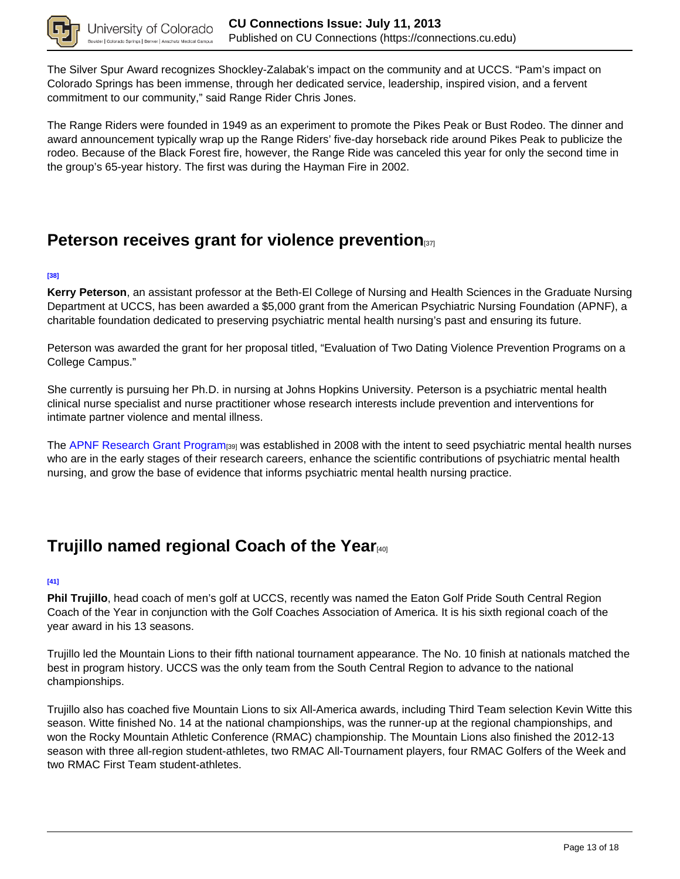The Silver Spur Award recognizes Shockley-Zalabak's impact on the community and at UCCS. "Pam's impact on Colorado Springs has been immense, through her dedicated service, leadership, inspired vision, and a fervent commitment to our community," said Range Rider Chris Jones.

The Range Riders were founded in 1949 as an experiment to promote the Pikes Peak or Bust Rodeo. The dinner and award announcement typically wrap up the Range Riders' five-day horseback ride around Pikes Peak to publicize the rodeo. Because of the Black Forest fire, however, the Range Ride was canceled this year for only the second time in the group's 65-year history. The first was during the Hayman Fire in 2002.

## Peterson receives grant for violence prevention[37]

[38]

**Kerry Peterson**, an assistant professor at the Beth-El College of Nursing and Health Sciences in the Graduate Nursing Department at UCCS, has been awarded a $5,000 grant from the American Psychiatric Nursing Foundation (APNF), a charitable foundation dedicated to preserving psychiatric mental health nursing's past and ensuring its future.

Peterson was awarded the grant for her proposal titled, "Evaluation of Two Dating Violence Prevention Programs on a College Campus."

She currently is pursuing her Ph.D. in nursing at Johns Hopkins University. Peterson is a psychiatric mental health clinical nurse specialist and nurse practitioner whose research interests include prevention and interventions for intimate partner violence and mental illness.

The APNF Research Grant Program[39] was established in 2008 with the intent to seed psychiatric mental health nurses who are in the early stages of their research careers, enhance the scientific contributions of psychiatric mental health nursing, and grow the base of evidence that informs psychiatric mental health nursing practice.

## Trujillo named regional Coach of the Year[40]

[41]

**Phil Trujillo**, head coach of men's golf at UCCS, recently was named the Eaton Golf Pride South Central Region Coach of the Year in conjunction with the Golf Coaches Association of America. It is his sixth regional coach of the year award in his 13 seasons.

Trujillo led the Mountain Lions to their fifth national tournament appearance. The No. 10 finish at nationals matched the best in program history. UCCS was the only team from the South Central Region to advance to the national championships.

Trujillo also has coached five Mountain Lions to six All-America awards, including Third Team selection Kevin Witte this season. Witte finished No. 14 at the national championships, was the runner-up at the regional championships, and won the Rocky Mountain Athletic Conference (RMAC) championship. The Mountain Lions also finished the 2012-13 season with three all-region student-athletes, two RMAC All-Tournament players, four RMAC Golfers of the Week and two RMAC First Team student-athletes.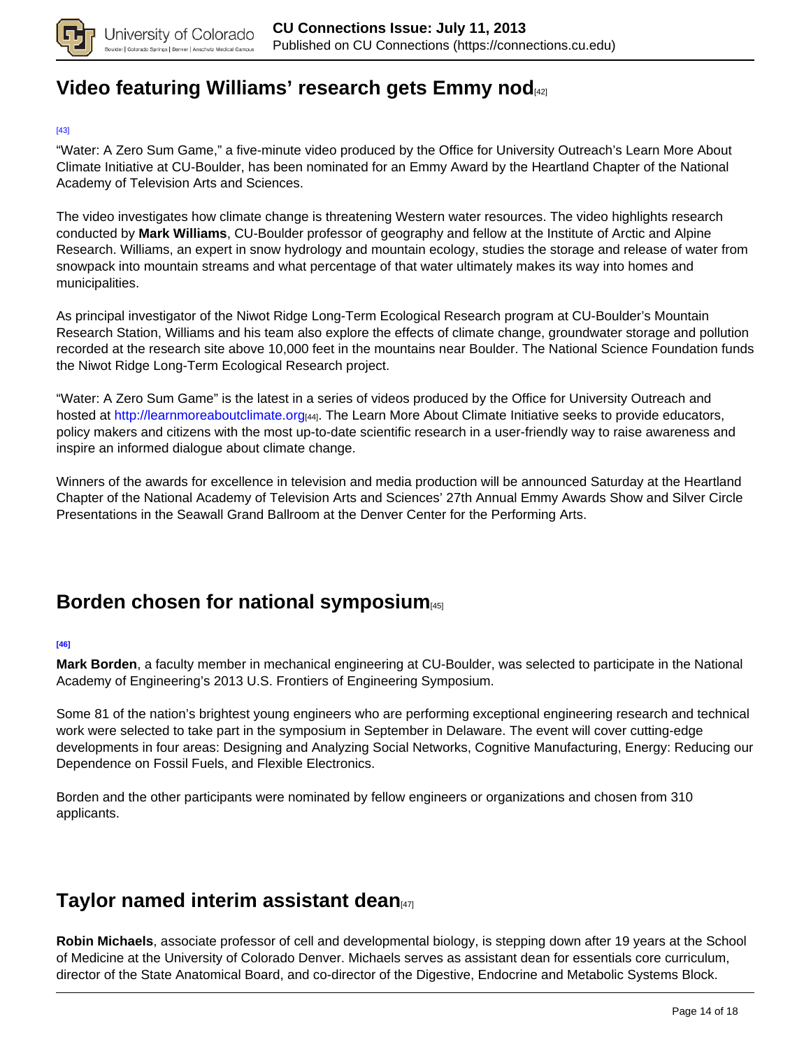## Video featuring Williams' research gets Emmy nod[42]

[43]

"Water: A Zero Sum Game," a five-minute video produced by the Office for University Outreach's Learn More About Climate Initiative at CU-Boulder, has been nominated for an Emmy Award by the Heartland Chapter of the National Academy of Television Arts and Sciences.

The video investigates how climate change is threatening Western water resources. The video highlights research conducted by **Mark Williams**, CU-Boulder professor of geography and fellow at the Institute of Arctic and Alpine Research. Williams, an expert in snow hydrology and mountain ecology, studies the storage and release of water from snowpack into mountain streams and what percentage of that water ultimately makes its way into homes and municipalities.

As principal investigator of the Niwot Ridge Long-Term Ecological Research program at CU-Boulder's Mountain Research Station, Williams and his team also explore the effects of climate change, groundwater storage and pollution recorded at the research site above 10,000 feet in the mountains near Boulder. The National Science Foundation funds the Niwot Ridge Long-Term Ecological Research project.

"Water: A Zero Sum Game" is the latest in a series of videos produced by the Office for University Outreach and hosted at http://learnmoreaboutclimate.org[44]. The Learn More About Climate Initiative seeks to provide educators, policy makers and citizens with the most up-to-date scientific research in a user-friendly way to raise awareness and inspire an informed dialogue about climate change.

Winners of the awards for excellence in television and media production will be announced Saturday at the Heartland Chapter of the National Academy of Television Arts and Sciences' 27th Annual Emmy Awards Show and Silver Circle Presentations in the Seawall Grand Ballroom at the Denver Center for the Performing Arts.

## Borden chosen for national symposium[45]

[46]

**Mark Borden**, a faculty member in mechanical engineering at CU-Boulder, was selected to participate in the National Academy of Engineering's 2013 U.S. Frontiers of Engineering Symposium.

Some 81 of the nation's brightest young engineers who are performing exceptional engineering research and technical work were selected to take part in the symposium in September in Delaware. The event will cover cutting-edge developments in four areas: Designing and Analyzing Social Networks, Cognitive Manufacturing, Energy: Reducing our Dependence on Fossil Fuels, and Flexible Electronics.

Borden and the other participants were nominated by fellow engineers or organizations and chosen from 310 applicants.

## Taylor named interim assistant dean[47]

**Robin Michaels**, associate professor of cell and developmental biology, is stepping down after 19 years at the School of Medicine at the University of Colorado Denver. Michaels serves as assistant dean for essentials core curriculum, director of the State Anatomical Board, and co-director of the Digestive, Endocrine and Metabolic Systems Block.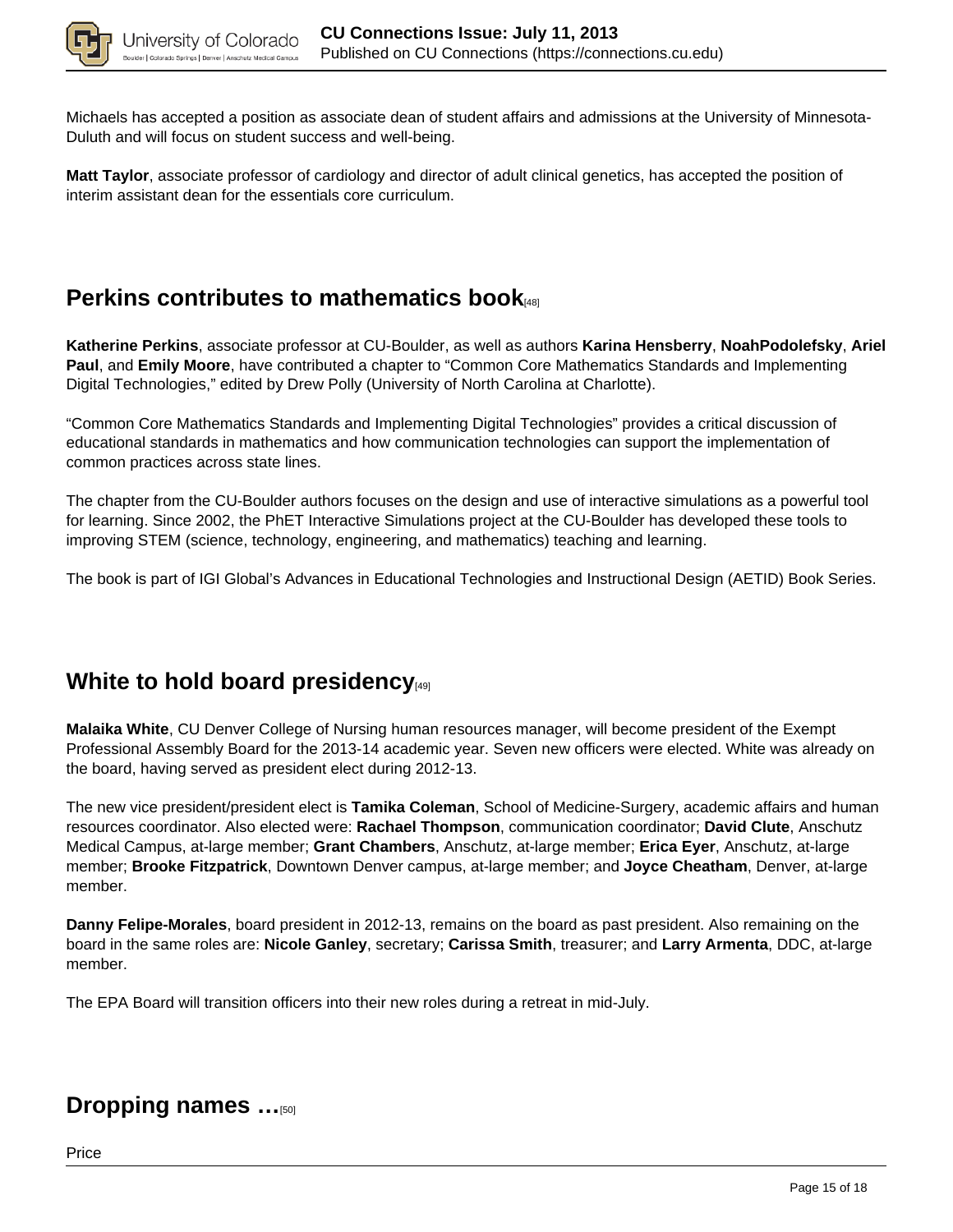Michaels has accepted a position as associate dean of student affairs and admissions at the University of Minnesota-Duluth and will focus on student success and well-being.

**Matt Taylor**, associate professor of cardiology and director of adult clinical genetics, has accepted the position of interim assistant dean for the essentials core curriculum.

## Perkins contributes to mathematics book[48]

**Katherine Perkins**, associate professor at CU-Boulder, as well as authors **Karina Hensberry**, **NoahPodolefsky**, **Ariel Paul**, and **Emily Moore**, have contributed a chapter to “Common Core Mathematics Standards and Implementing Digital Technologies,” edited by Drew Polly (University of North Carolina at Charlotte).

“Common Core Mathematics Standards and Implementing Digital Technologies” provides a critical discussion of educational standards in mathematics and how communication technologies can support the implementation of common practices across state lines.

The chapter from the CU-Boulder authors focuses on the design and use of interactive simulations as a powerful tool for learning. Since 2002, the PhET Interactive Simulations project at the CU-Boulder has developed these tools to improving STEM (science, technology, engineering, and mathematics) teaching and learning.

The book is part of IGI Global’s Advances in Educational Technologies and Instructional Design (AETID) Book Series.

## White to hold board presidency[49]

**Malaika White**, CU Denver College of Nursing human resources manager, will become president of the Exempt Professional Assembly Board for the 2013-14 academic year. Seven new officers were elected. White was already on the board, having served as president elect during 2012-13.

The new vice president/president elect is **Tamika Coleman**, School of Medicine-Surgery, academic affairs and human resources coordinator. Also elected were: **Rachael Thompson**, communication coordinator; **David Clute**, Anschutz Medical Campus, at-large member; **Grant Chambers**, Anschutz, at-large member; **Erica Eyer**, Anschutz, at-large member; **Brooke Fitzpatrick**, Downtown Denver campus, at-large member; and **Joyce Cheatham**, Denver, at-large member.

**Danny Felipe-Morales**, board president in 2012-13, remains on the board as past president. Also remaining on the board in the same roles are: **Nicole Ganley**, secretary; **Carissa Smith**, treasurer; and **Larry Armenta**, DDC, at-large member.

The EPA Board will transition officers into their new roles during a retreat in mid-July.

## Dropping names …[50]

Price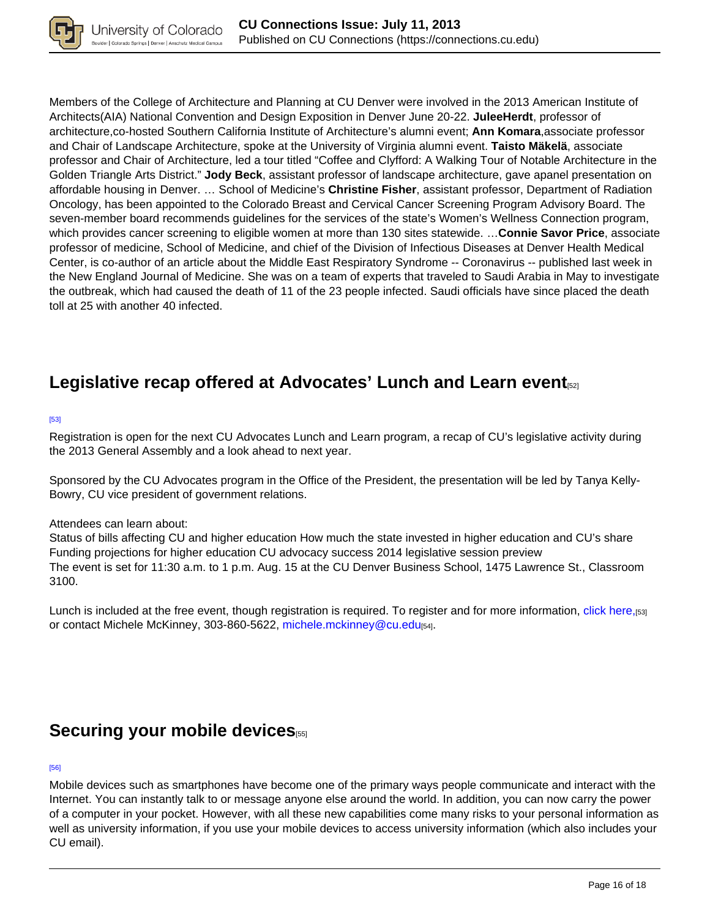Members of the College of Architecture and Planning at CU Denver were involved in the 2013 American Institute of Architects(AIA) National Convention and Design Exposition in Denver June 20-22. **JuleeHerdt**, professor of architecture,co-hosted Southern California Institute of Architecture's alumni event; **Ann Komara**,associate professor and Chair of Landscape Architecture, spoke at the University of Virginia alumni event. **Taisto Mäkelä**, associate professor and Chair of Architecture, led a tour titled "Coffee and Clyfford: A Walking Tour of Notable Architecture in the Golden Triangle Arts District." **Jody Beck**, assistant professor of landscape architecture, gave apanel presentation on affordable housing in Denver. … School of Medicine's **Christine Fisher**, assistant professor, Department of Radiation Oncology, has been appointed to the Colorado Breast and Cervical Cancer Screening Program Advisory Board. The seven-member board recommends guidelines for the services of the state's Women's Wellness Connection program, which provides cancer screening to eligible women at more than 130 sites statewide. …**Connie Savor Price**, associate professor of medicine, School of Medicine, and chief of the Division of Infectious Diseases at Denver Health Medical Center, is co-author of an article about the Middle East Respiratory Syndrome -- Coronavirus -- published last week in the New England Journal of Medicine. She was on a team of experts that traveled to Saudi Arabia in May to investigate the outbreak, which had caused the death of 11 of the 23 people infected. Saudi officials have since placed the death toll at 25 with another 40 infected.

## Legislative recap offered at Advocates' Lunch and Learn event[52]

[53]

Registration is open for the next CU Advocates Lunch and Learn program, a recap of CU's legislative activity during the 2013 General Assembly and a look ahead to next year.

Sponsored by the CU Advocates program in the Office of the President, the presentation will be led by Tanya Kelly-Bowry, CU vice president of government relations.

Attendees can learn about:
Status of bills affecting CU and higher education How much the state invested in higher education and CU's share Funding projections for higher education CU advocacy success 2014 legislative session preview
The event is set for 11:30 a.m. to 1 p.m. Aug. 15 at the CU Denver Business School, 1475 Lawrence St., Classroom 3100.

Lunch is included at the free event, though registration is required. To register and for more information, click here,[53] or contact Michele McKinney, 303-860-5622, michele.mckinney@cu.edu[54].

## Securing your mobile devices[55]

[56]

Mobile devices such as smartphones have become one of the primary ways people communicate and interact with the Internet. You can instantly talk to or message anyone else around the world. In addition, you can now carry the power of a computer in your pocket. However, with all these new capabilities come many risks to your personal information as well as university information, if you use your mobile devices to access university information (which also includes your CU email).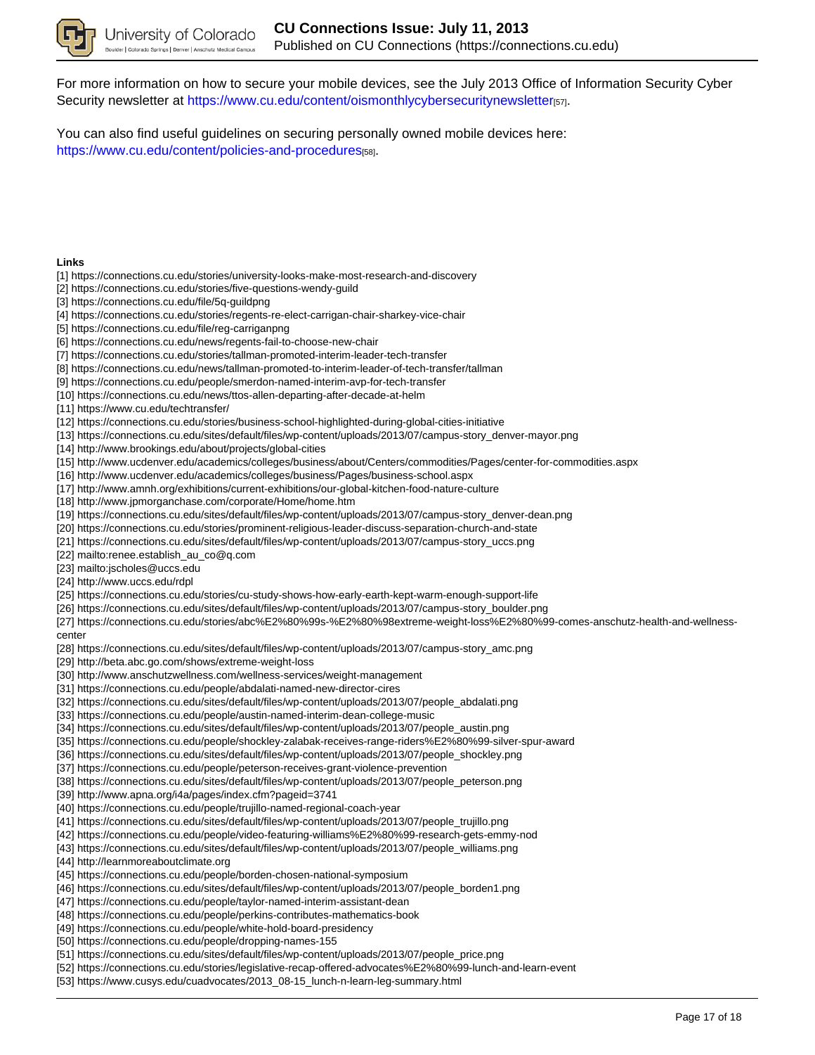For more information on how to secure your mobile devices, see the July 2013 Office of Information Security Cyber Security newsletter at https://www.cu.edu/content/oismonthlycybersecuritynewsletter[57].

You can also find useful guidelines on securing personally owned mobile devices here: https://www.cu.edu/content/policies-and-procedures[58].

**Links**

[1] https://connections.cu.edu/stories/university-looks-make-most-research-and-discovery
[2] https://connections.cu.edu/stories/five-questions-wendy-guild
[3] https://connections.cu.edu/file/5q-guildpng
[4] https://connections.cu.edu/stories/regents-re-elect-carrigan-chair-sharkey-vice-chair
[5] https://connections.cu.edu/file/reg-carriganpng
[6] https://connections.cu.edu/news/regents-fail-to-choose-new-chair
[7] https://connections.cu.edu/stories/tallman-promoted-interim-leader-tech-transfer
[8] https://connections.cu.edu/news/tallman-promoted-to-interim-leader-of-tech-transfer/tallman
[9] https://connections.cu.edu/people/smerdon-named-interim-avp-for-tech-transfer
[10] https://connections.cu.edu/news/ttos-allen-departing-after-decade-at-helm
[11] https://www.cu.edu/techtransfer/
[12] https://connections.cu.edu/stories/business-school-highlighted-during-global-cities-initiative
[13] https://connections.cu.edu/sites/default/files/wp-content/uploads/2013/07/campus-story_denver-mayor.png
[14] http://www.brookings.edu/about/projects/global-cities
[15] http://www.ucdenver.edu/academics/colleges/business/about/Centers/commodities/Pages/center-for-commodities.aspx
[16] http://www.ucdenver.edu/academics/colleges/business/Pages/business-school.aspx
[17] http://www.amnh.org/exhibitions/current-exhibitions/our-global-kitchen-food-nature-culture
[18] http://www.jpmorganchase.com/corporate/Home/home.htm
[19] https://connections.cu.edu/sites/default/files/wp-content/uploads/2013/07/campus-story_denver-dean.png
[20] https://connections.cu.edu/stories/prominent-religious-leader-discuss-separation-church-and-state
[21] https://connections.cu.edu/sites/default/files/wp-content/uploads/2013/07/campus-story_uccs.png
[22] mailto:renee.establish_au_co@q.com
[23] mailto:jscholes@uccs.edu
[24] http://www.uccs.edu/rdpl
[25] https://connections.cu.edu/stories/cu-study-shows-how-early-earth-kept-warm-enough-support-life
[26] https://connections.cu.edu/sites/default/files/wp-content/uploads/2013/07/campus-story_boulder.png
[27] https://connections.cu.edu/stories/abc%E2%80%99s-%E2%80%98extreme-weight-loss%E2%80%99-comes-anschutz-health-and-wellness-center
[28] https://connections.cu.edu/sites/default/files/wp-content/uploads/2013/07/campus-story_amc.png
[29] http://beta.abc.go.com/shows/extreme-weight-loss
[30] http://www.anschutzwellness.com/wellness-services/weight-management
[31] https://connections.cu.edu/people/abdalati-named-new-director-cires
[32] https://connections.cu.edu/sites/default/files/wp-content/uploads/2013/07/people_abdalati.png
[33] https://connections.cu.edu/people/austin-named-interim-dean-college-music
[34] https://connections.cu.edu/sites/default/files/wp-content/uploads/2013/07/people_austin.png
[35] https://connections.cu.edu/people/shockley-zalabak-receives-range-riders%E2%80%99-silver-spur-award
[36] https://connections.cu.edu/sites/default/files/wp-content/uploads/2013/07/people_shockley.png
[37] https://connections.cu.edu/people/peterson-receives-grant-violence-prevention
[38] https://connections.cu.edu/sites/default/files/wp-content/uploads/2013/07/people_peterson.png
[39] http://www.apna.org/i4a/pages/index.cfm?pageid=3741
[40] https://connections.cu.edu/people/trujillo-named-regional-coach-year
[41] https://connections.cu.edu/sites/default/files/wp-content/uploads/2013/07/people_trujillo.png
[42] https://connections.cu.edu/people/video-featuring-williams%E2%80%99-research-gets-emmy-nod
[43] https://connections.cu.edu/sites/default/files/wp-content/uploads/2013/07/people_williams.png
[44] http://learnmoreaboutclimate.org
[45] https://connections.cu.edu/people/borden-chosen-national-symposium
[46] https://connections.cu.edu/sites/default/files/wp-content/uploads/2013/07/people_borden1.png
[47] https://connections.cu.edu/people/taylor-named-interim-assistant-dean
[48] https://connections.cu.edu/people/perkins-contributes-mathematics-book
[49] https://connections.cu.edu/people/white-hold-board-presidency
[50] https://connections.cu.edu/people/dropping-names-155
[51] https://connections.cu.edu/sites/default/files/wp-content/uploads/2013/07/people_price.png
[52] https://connections.cu.edu/stories/legislative-recap-offered-advocates%E2%80%99-lunch-and-learn-event
[53] https://www.cusys.edu/cuadvocates/2013_08-15_lunch-n-learn-leg-summary.html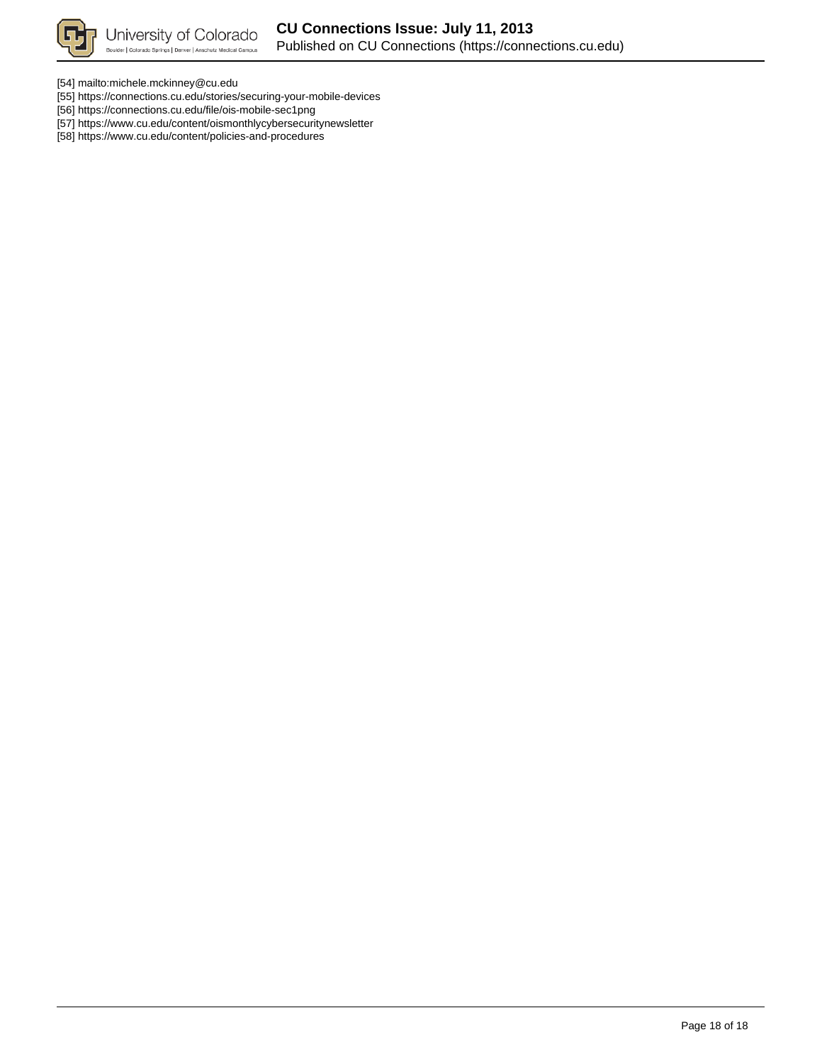[54] mailto:michele.mckinney@cu.edu
[55] https://connections.cu.edu/stories/securing-your-mobile-devices
[56] https://connections.cu.edu/file/ois-mobile-sec1png
[57] https://www.cu.edu/content/oismonthlycybersecuritynewsletter
[58] https://www.cu.edu/content/policies-and-procedures